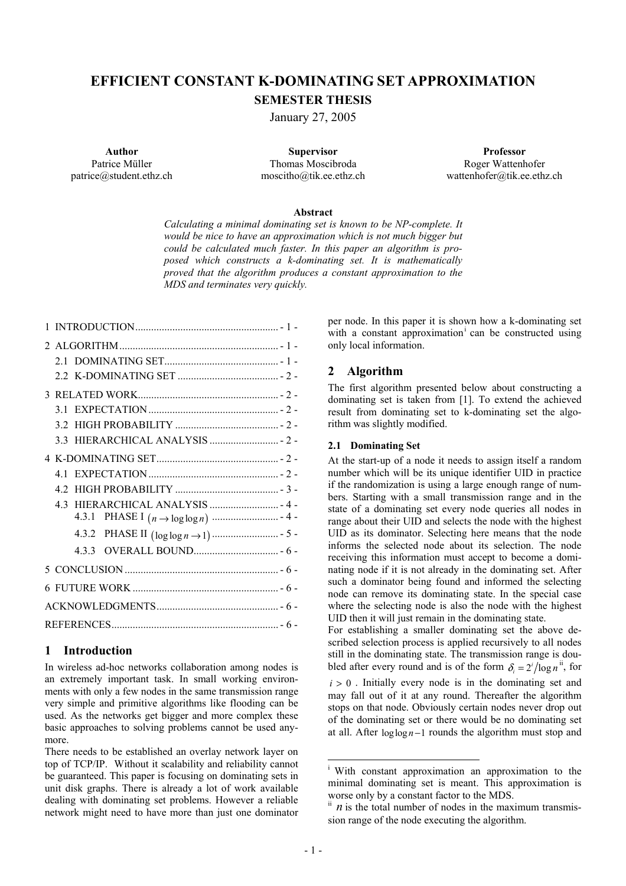# EFFICIENT CONSTANT K-DOMINATING SET APPROXIMATION

## SEMESTER THESIS

January 27, 2005

| Author | Supervisor | Professor |
|---|---|---|
| Patrice Müller | Thomas Moscibroda | Roger Wattenhofer |
| patrice@student.ethz.ch | moscitho@tik.ee.ethz.ch | wattenhofer@tik.ee.ethz.ch |

**Abstract**

*Calculating a minimal dominating set is known to be NP-complete. It would be nice to have an approximation which is not much bigger but could be calculated much faster. In this paper an algorithm is proposed which constructs a k-dominating set. It is mathematically proved that the algorithm produces a constant approximation to the MDS and terminates very quickly.*

1 INTRODUCTION ..... - 1 -
2 ALGORITHM ..... - 1 -
  2.1 DOMINATING SET ..... - 1 -
  2.2 K-DOMINATING SET ..... - 2 -
3 RELATED WORK ..... - 2 -
  3.1 EXPECTATION ..... - 2 -
  3.2 HIGH PROBABILITY ..... - 2 -
  3.3 HIERARCHICAL ANALYSIS ..... - 2 -
4 K-DOMINATING SET ..... - 2 -
  4.1 EXPECTATION ..... - 2 -
  4.2 HIGH PROBABILITY ..... - 3 -
  4.3 HIERARCHICAL ANALYSIS ..... - 4 -
    4.3.1 PHASE I $(n \rightarrow \log\log n)$ ..... - 4 -
    4.3.2 PHASE II $(\log\log n \rightarrow 1)$ ..... - 5 -
    4.3.3 OVERALL BOUND ..... - 6 -
5 CONCLUSION ..... - 6 -
6 FUTURE WORK ..... - 6 -
ACKNOWLEDGMENTS ..... - 6 -
REFERENCES ..... - 6 -

## 1 Introduction

In wireless ad-hoc networks collaboration among nodes is an extremely important task. In small working environments with only a few nodes in the same transmission range very simple and primitive algorithms like flooding can be used. As the networks get bigger and more complex these basic approaches to solving problems cannot be used anymore.

There needs to be established an overlay network layer on top of TCP/IP. Without it scalability and reliability cannot be guaranteed. This paper is focusing on dominating sets in unit disk graphs. There is already a lot of work available dealing with dominating set problems. However a reliable network might need to have more than just one dominator per node. In this paper it is shown how a k-dominating set with a constant approximation[i] can be constructed using only local information.

## 2 Algorithm

The first algorithm presented below about constructing a dominating set is taken from [1]. To extend the achieved result from dominating set to k-dominating set the algorithm was slightly modified.

### 2.1 Dominating Set

At the start-up of a node it needs to assign itself a random number which will be its unique identifier UID in practice if the randomization is using a large enough range of numbers. Starting with a small transmission range and in the state of a dominating set every node queries all nodes in range about their UID and selects the node with the highest UID as its dominator. Selecting here means that the node informs the selected node about its selection. The node receiving this information must accept to become a dominating node if it is not already in the dominating set. After such a dominator being found and informed the selecting node can remove its dominating state. In the special case where the selecting node is also the node with the highest UID then it will just remain in the dominating state.

For establishing a smaller dominating set the above described selection process is applied recursively to all nodes still in the dominating state. The transmission range is doubled after every round and is of the form $\delta_i = 2^i / \log n$[ii], for $i > 0$. Initially every node is in the dominating set and may fall out of it at any round. Thereafter the algorithm stops on that node. Obviously certain nodes never drop out of the dominating set or there would be no dominating set at all. After $\log\log n - 1$ rounds the algorithm must stop and

---

[i] With constant approximation an approximation to the minimal dominating set is meant. This approximation is worse only by a constant factor to the MDS.

[ii] $n$ is the total number of nodes in the maximum transmission range of the node executing the algorithm.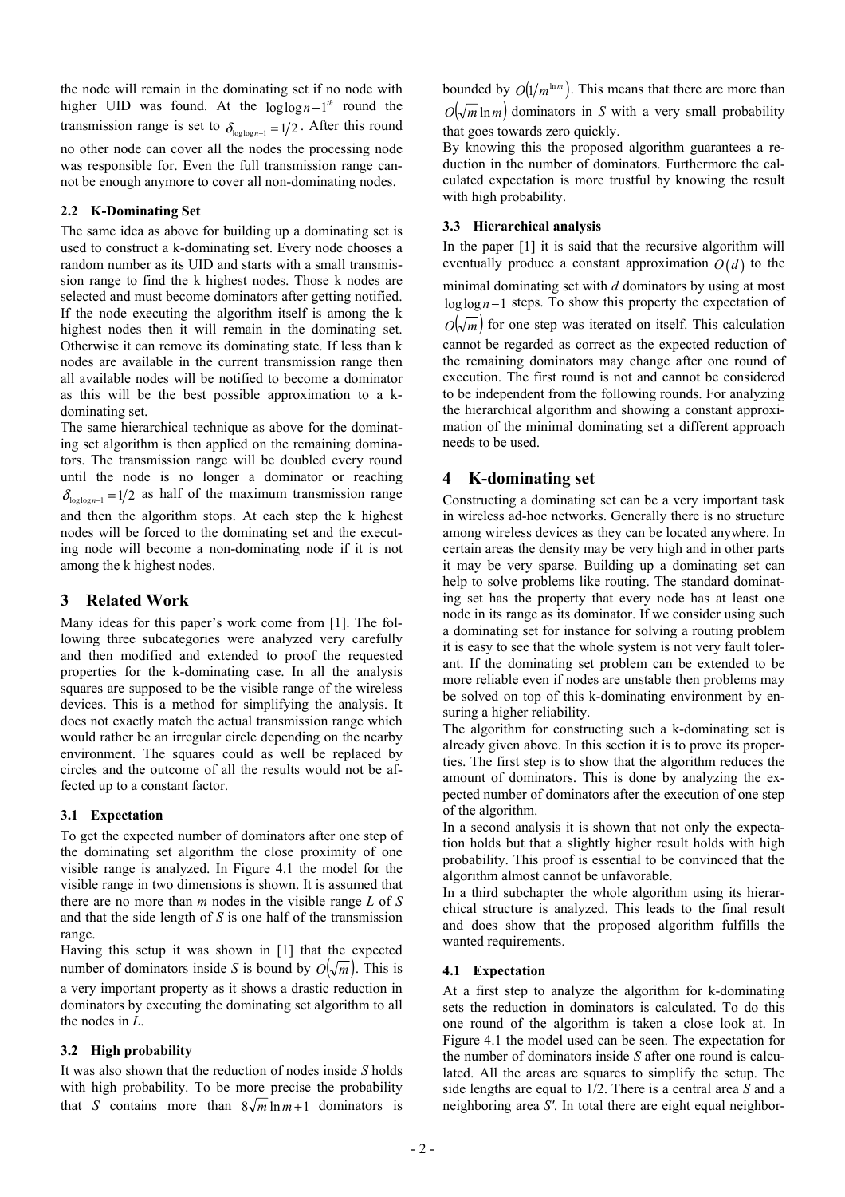the node will remain in the dominating set if no node with higher UID was found. At the $\log\log n - 1^{th}$ round the transmission range is set to $\delta_{\log\log n-1} = 1/2$. After this round no other node can cover all the nodes the processing node was responsible for. Even the full transmission range cannot be enough anymore to cover all non-dominating nodes.

### 2.2 K-Dominating Set

The same idea as above for building up a dominating set is used to construct a k-dominating set. Every node chooses a random number as its UID and starts with a small transmission range to find the k highest nodes. Those k nodes are selected and must become dominators after getting notified. If the node executing the algorithm itself is among the k highest nodes then it will remain in the dominating set. Otherwise it can remove its dominating state. If less than k nodes are available in the current transmission range then all available nodes will be notified to become a dominator as this will be the best possible approximation to a k-dominating set.

The same hierarchical technique as above for the dominating set algorithm is then applied on the remaining dominators. The transmission range will be doubled every round until the node is no longer a dominator or reaching $\delta_{\log\log n-1} = 1/2$ as half of the maximum transmission range and then the algorithm stops. At each step the k highest nodes will be forced to the dominating set and the executing node will become a non-dominating node if it is not among the k highest nodes.

## 3 Related Work

Many ideas for this paper's work come from [1]. The following three subcategories were analyzed very carefully and then modified and extended to proof the requested properties for the k-dominating case. In all the analysis squares are supposed to be the visible range of the wireless devices. This is a method for simplifying the analysis. It does not exactly match the actual transmission range which would rather be an irregular circle depending on the nearby environment. The squares could as well be replaced by circles and the outcome of all the results would not be affected up to a constant factor.

### 3.1 Expectation

To get the expected number of dominators after one step of the dominating set algorithm the close proximity of one visible range is analyzed. In Figure 4.1 the model for the visible range in two dimensions is shown. It is assumed that there are no more than *m* nodes in the visible range *L* of *S* and that the side length of *S* is one half of the transmission range.

Having this setup it was shown in [1] that the expected number of dominators inside *S* is bound by $O(\sqrt{m})$. This is a very important property as it shows a drastic reduction in dominators by executing the dominating set algorithm to all the nodes in *L*.

### 3.2 High probability

It was also shown that the reduction of nodes inside *S* holds with high probability. To be more precise the probability that *S* contains more than $8\sqrt{m}\ln m + 1$ dominators is bounded by $O(1/m^{\ln m})$. This means that there are more than $O(\sqrt{m}\ln m)$ dominators in *S* with a very small probability that goes towards zero quickly.

By knowing this the proposed algorithm guarantees a reduction in the number of dominators. Furthermore the calculated expectation is more trustful by knowing the result with high probability.

### 3.3 Hierarchical analysis

In the paper [1] it is said that the recursive algorithm will eventually produce a constant approximation $O(d)$ to the minimal dominating set with *d* dominators by using at most $\log\log n - 1$ steps. To show this property the expectation of $O(\sqrt{m})$ for one step was iterated on itself. This calculation cannot be regarded as correct as the expected reduction of the remaining dominators may change after one round of execution. The first round is not and cannot be considered to be independent from the following rounds. For analyzing the hierarchical algorithm and showing a constant approximation of the minimal dominating set a different approach needs to be used.

## 4 K-dominating set

Constructing a dominating set can be a very important task in wireless ad-hoc networks. Generally there is no structure among wireless devices as they can be located anywhere. In certain areas the density may be very high and in other parts it may be very sparse. Building up a dominating set can help to solve problems like routing. The standard dominating set has the property that every node has at least one node in its range as its dominator. If we consider using such a dominating set for instance for solving a routing problem it is easy to see that the whole system is not very fault tolerant. If the dominating set problem can be extended to be more reliable even if nodes are unstable then problems may be solved on top of this k-dominating environment by ensuring a higher reliability.

The algorithm for constructing such a k-dominating set is already given above. In this section it is to prove its properties. The first step is to show that the algorithm reduces the amount of dominators. This is done by analyzing the expected number of dominators after the execution of one step of the algorithm.

In a second analysis it is shown that not only the expectation holds but that a slightly higher result holds with high probability. This proof is essential to be convinced that the algorithm almost cannot be unfavorable.

In a third subchapter the whole algorithm using its hierarchical structure is analyzed. This leads to the final result and does show that the proposed algorithm fulfills the wanted requirements.

### 4.1 Expectation

At a first step to analyze the algorithm for k-dominating sets the reduction in dominators is calculated. To do this one round of the algorithm is taken a close look at. In Figure 4.1 the model used can be seen. The expectation for the number of dominators inside *S* after one round is calculated. All the areas are squares to simplify the setup. The side lengths are equal to 1/2. There is a central area *S* and a neighboring area *S'*. In total there are eight equal neighbor-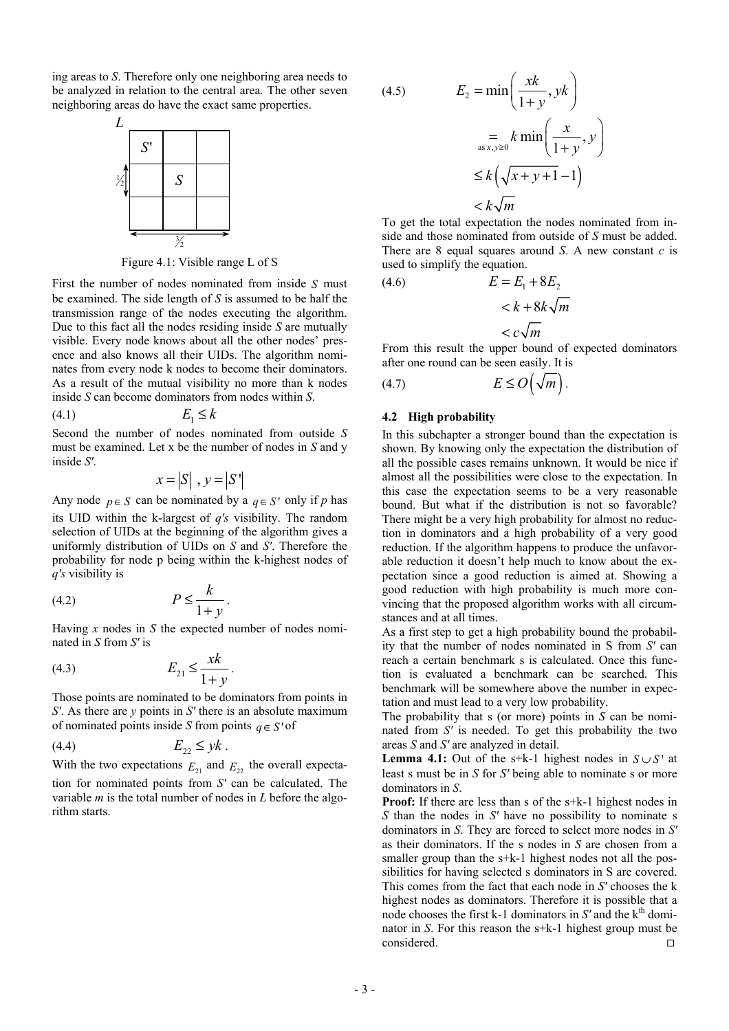ing areas to *S*. Therefore only one neighboring area needs to be analyzed in relation to the central area. The other seven neighboring areas do have the exact same properties.

Figure 4.1: Visible range L of S

First the number of nodes nominated from inside $S$ must be examined. The side length of *S* is assumed to be half the transmission range of the nodes executing the algorithm. Due to this fact all the nodes residing inside *S* are mutually visible. Every node knows about all the other nodes' presence and also knows all their UIDs. The algorithm nominates from every node k nodes to become their dominators. As a result of the mutual visibility no more than k nodes inside *S* can become dominators from nodes within *S*.

$$E_1 \leq k \tag{4.1}$$

Second the number of nodes nominated from outside *S* must be examined. Let x be the number of nodes in *S* and y inside *S'*.

$$x = |S| \ , y = |S'|$$

Any node $p \in S$ can be nominated by a $q \in S'$ only if *p* has its UID within the k-largest of *q's* visibility. The random selection of UIDs at the beginning of the algorithm gives a uniformly distribution of UIDs on *S* and *S'*. Therefore the probability for node p being within the k-highest nodes of *q's* visibility is

$$P \leq \frac{k}{1+y}. \tag{4.2}$$

Having *x* nodes in *S* the expected number of nodes nominated in *S* from *S′* is

$$E_{21} \leq \frac{xk}{1+y}. \tag{4.3}$$

Those points are nominated to be dominators from points in *S'*. As there are *y* points in *S′* there is an absolute maximum of nominated points inside *S* from points $q \in S'$ of

$$E_{22} \leq yk. \tag{4.4}$$

With the two expectations $E_{21}$ and $E_{22}$ the overall expectation for nominated points from *S′* can be calculated. The variable *m* is the total number of nodes in *L* before the algorithm starts.

$$\begin{aligned} E_2 &= \min\left(\frac{xk}{1+y}, yk\right) \\ &\underset{\text{as } x,y \geq 0}{=} k \min\left(\frac{x}{1+y}, y\right) \\ &\leq k\left(\sqrt{x+y+1}-1\right) \\ &< k\sqrt{m} \end{aligned} \tag{4.5}$$

To get the total expectation the nodes nominated from inside and those nominated from outside of *S* must be added. There are 8 equal squares around *S*. A new constant *c* is used to simplify the equation.

$$\begin{aligned} E &= E_1 + 8E_2 \\ &< k + 8k\sqrt{m} \\ &< c\sqrt{m} \end{aligned} \tag{4.6}$$

From this result the upper bound of expected dominators after one round can be seen easily. It is

$$E \leq O\left(\sqrt{m}\right). \tag{4.7}$$

### 4.2 High probability

In this subchapter a stronger bound than the expectation is shown. By knowing only the expectation the distribution of all the possible cases remains unknown. It would be nice if almost all the possibilities were close to the expectation. In this case the expectation seems to be a very reasonable bound. But what if the distribution is not so favorable? There might be a very high probability for almost no reduction in dominators and a high probability of a very good reduction. If the algorithm happens to produce the unfavorable reduction it doesn't help much to know about the expectation since a good reduction is aimed at. Showing a good reduction with high probability is much more convincing that the proposed algorithm works with all circumstances and at all times.

As a first step to get a high probability bound the probability that the number of nodes nominated in S from *S′* can reach a certain benchmark s is calculated. Once this function is evaluated a benchmark can be searched. This benchmark will be somewhere above the number in expectation and must lead to a very low probability.

The probability that s (or more) points in *S* can be nominated from *S′* is needed. To get this probability the two areas *S* and *S′* are analyzed in detail.

**Lemma 4.1:** Out of the s+k-1 highest nodes in $S \cup S'$ at least s must be in *S* for *S′* being able to nominate s or more dominators in *S*.

**Proof:** If there are less than s of the s+k-1 highest nodes in *S* than the nodes in *S′* have no possibility to nominate s dominators in *S*. They are forced to select more nodes in *S′* as their dominators. If the s nodes in *S* are chosen from a smaller group than the s+k-1 highest nodes not all the possibilities for having selected s dominators in S are covered. This comes from the fact that each node in *S′* chooses the k highest nodes as dominators. Therefore it is possible that a node chooses the first k-1 dominators in *S′* and the k[th] dominator in *S*. For this reason the s+k-1 highest group must be considered. □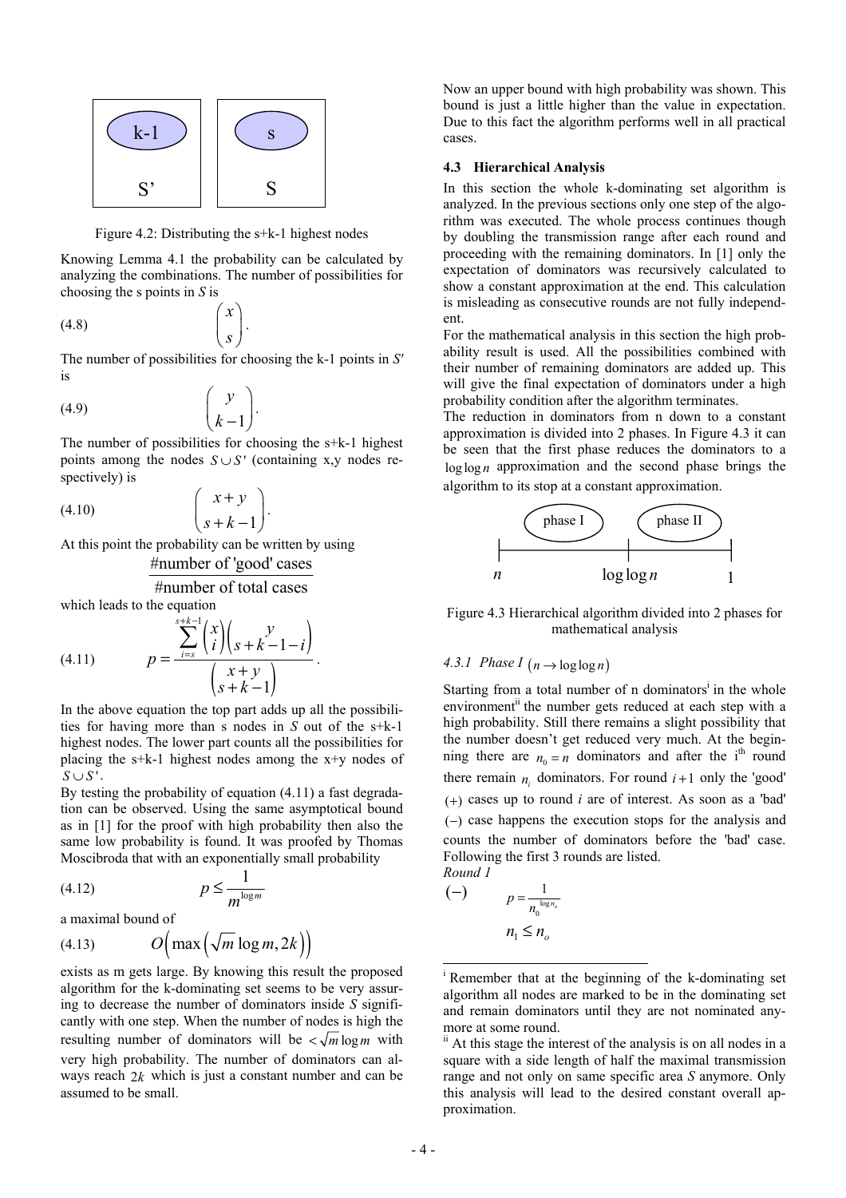Figure 4.2: Distributing the s+k-1 highest nodes

Knowing Lemma 4.1 the probability can be calculated by analyzing the combinations. The number of possibilities for choosing the s points in *S* is

$$\binom{x}{s}. \tag{4.8}$$

The number of possibilities for choosing the k-1 points in *S'* is

$$\binom{y}{k-1}. \tag{4.9}$$

The number of possibilities for choosing the s+k-1 highest points among the nodes $S \cup S'$ (containing x,y nodes respectively) is

$$\binom{x+y}{s+k-1}. \tag{4.10}$$

At this point the probability can be written by using

$$\frac{\text{\#number of 'good' cases}}{\text{\#number of total cases}}$$

which leads to the equation

$$p = \frac{\sum_{i=s}^{s+k-1} \binom{x}{i} \binom{y}{s+k-1-i}}{\binom{x+y}{s+k-1}}. \tag{4.11}$$

In the above equation the top part adds up all the possibilities for having more than s nodes in *S* out of the s+k-1 highest nodes. The lower part counts all the possibilities for placing the s+k-1 highest nodes among the x+y nodes of $S \cup S'$.

By testing the probability of equation (4.11) a fast degradation can be observed. Using the same asymptotical bound as in [1] for the proof with high probability then also the same low probability is found. It was proofed by Thomas Moscibroda that with an exponentially small probability

$$p \leq \frac{1}{m^{\log m}} \tag{4.12}$$

a maximal bound of

$$O\left(\max\left(\sqrt{m}\log m, 2k\right)\right) \tag{4.13}$$

exists as m gets large. By knowing this result the proposed algorithm for the k-dominating set seems to be very assuring to decrease the number of dominators inside *S* significantly with one step. When the number of nodes is high the resulting number of dominators will be $< \sqrt{m}\log m$ with very high probability. The number of dominators can always reach $2k$ which is just a constant number and can be assumed to be small.

Now an upper bound with high probability was shown. This bound is just a little higher than the value in expectation. Due to this fact the algorithm performs well in all practical cases.

### 4.3 Hierarchical Analysis

In this section the whole k-dominating set algorithm is analyzed. In the previous sections only one step of the algorithm was executed. The whole process continues though by doubling the transmission range after each round and proceeding with the remaining dominators. In [1] only the expectation of dominators was recursively calculated to show a constant approximation at the end. This calculation is misleading as consecutive rounds are not fully independent.

For the mathematical analysis in this section the high probability result is used. All the possibilities combined with their number of remaining dominators are added up. This will give the final expectation of dominators under a high probability condition after the algorithm terminates.

The reduction in dominators from n down to a constant approximation is divided into 2 phases. In Figure 4.3 it can be seen that the first phase reduces the dominators to a $\log\log n$ approximation and the second phase brings the algorithm to its stop at a constant approximation.

Figure 4.3 Hierarchical algorithm divided into 2 phases for mathematical analysis

#### 4.3.1 Phase I $(n \rightarrow \log\log n)$

Starting from a total number of n dominators[i] in the whole environment[ii] the number gets reduced at each step with a high probability. Still there remains a slight possibility that the number doesn't get reduced very much. At the beginning there are $n_0 = n$ dominators and after the i[th] round there remain $n_i$ dominators. For round $i+1$ only the 'good' $(+)$ cases up to round *i* are of interest. As soon as a 'bad' $(-)$ case happens the execution stops for the analysis and counts the number of dominators before the 'bad' case. Following the first 3 rounds are listed.

*Round 1*

$(-)$ $$p = \frac{1}{n_0^{\log n_o}}$$

$$n_1 \leq n_o$$

---

[i] Remember that at the beginning of the k-dominating set algorithm all nodes are marked to be in the dominating set and remain dominators until they are not nominated anymore at some round.

[ii] At this stage the interest of the analysis is on all nodes in a square with a side length of half the maximal transmission range and not only on same specific area *S* anymore. Only this analysis will lead to the desired constant overall approximation.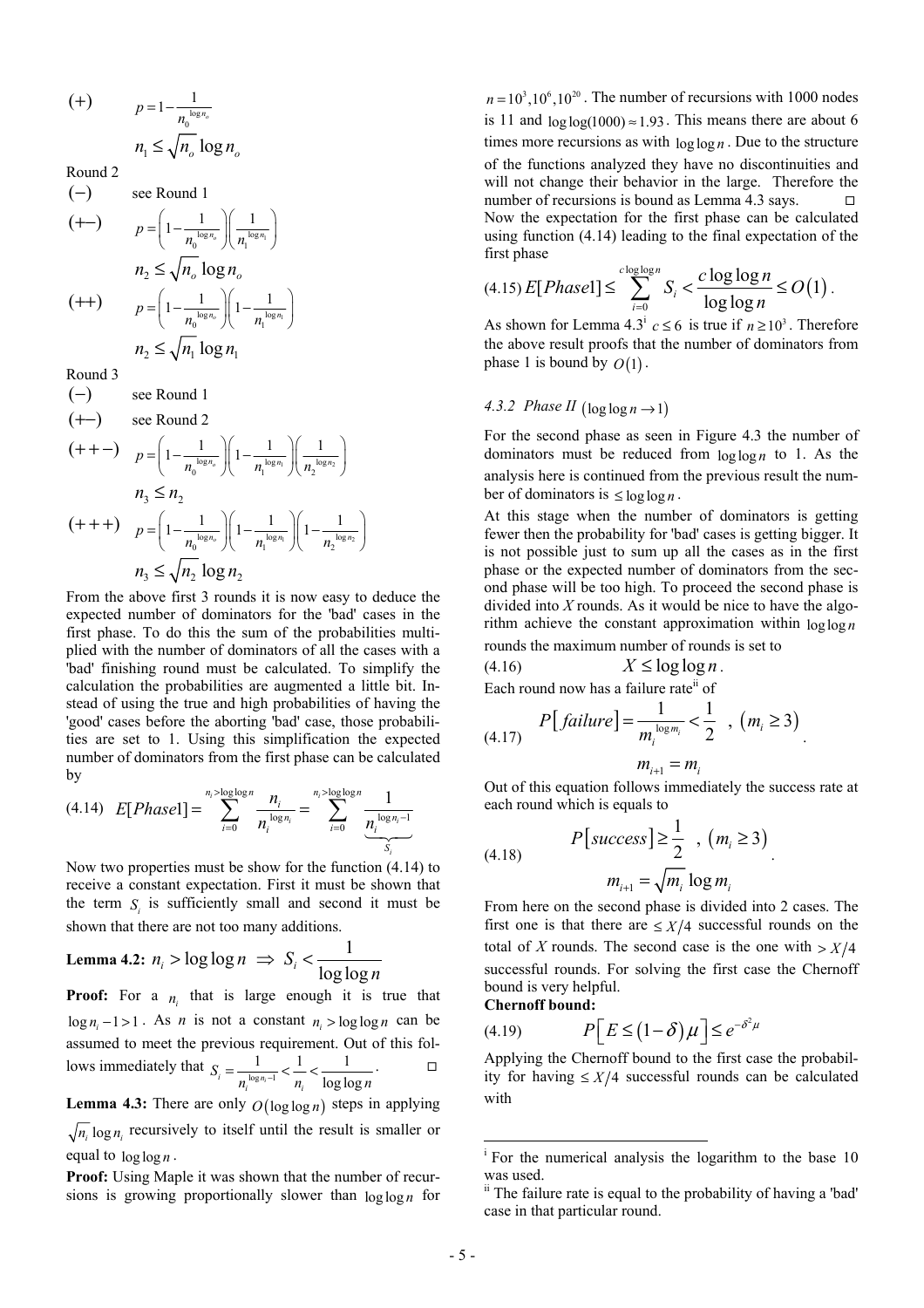(+) $\quad p = 1 - \frac{1}{n_0^{\log n_o}}$

$$n_1 \le \sqrt{n_o} \log n_o$$

Round 2

(−) $\quad$ see Round 1

(+−) $\quad p = \left(1 - \frac{1}{n_0^{\log n_o}}\right)\left(\frac{1}{n_1^{\log n_1}}\right)$

$$n_2 \le \sqrt{n_o} \log n_o$$

(++) $\quad p = \left(1 - \frac{1}{n_0^{\log n_o}}\right)\left(1 - \frac{1}{n_1^{\log n_1}}\right)$

$$n_2 \le \sqrt{n_1} \log n_1$$

Round 3

(−) $\quad$ see Round 1

(+−) $\quad$ see Round 2

(++−) $\quad p = \left(1 - \frac{1}{n_0^{\log n_o}}\right)\left(1 - \frac{1}{n_1^{\log n_1}}\right)\left(\frac{1}{n_2^{\log n_2}}\right)$

$$n_3 \le n_2$$

(+++) $\quad p = \left(1 - \frac{1}{n_0^{\log n_o}}\right)\left(1 - \frac{1}{n_1^{\log n_1}}\right)\left(1 - \frac{1}{n_2^{\log n_2}}\right)$

$$n_3 \le \sqrt{n_2} \log n_2$$

From the above first 3 rounds it is now easy to deduce the expected number of dominators for the 'bad' cases in the first phase. To do this the sum of the probabilities multiplied with the number of dominators of all the cases with a 'bad' finishing round must be calculated. To simplify the calculation the probabilities are augmented a little bit. Instead of using the true and high probabilities of having the 'good' cases before the aborting 'bad' case, those probabilities are set to 1. Using this simplification the expected number of dominators from the first phase can be calculated by

$$(4.14) \quad E[Phase1] = \sum_{i=0}^{n_i > \log\log n} \frac{n_i}{n_i^{\log n_i}} = \sum_{i=0}^{n_i > \log\log n} \underbrace{\frac{1}{n_i^{\log n_i - 1}}}_{S_i}$$

Now two properties must be show for the function (4.14) to receive a constant expectation. First it must be shown that the term $S_i$ is sufficiently small and second it must be shown that there are not too many additions.

**Lemma 4.2:** $n_i > \log\log n \Rightarrow S_i < \frac{1}{\log\log n}$

**Proof:** For a $n_i$ that is large enough it is true that $\log n_i - 1 > 1$. As $n$ is not a constant $n_i > \log\log n$ can be assumed to meet the previous requirement. Out of this follows immediately that $S_i = \frac{1}{n_i^{\log n_i - 1}} < \frac{1}{n_i} < \frac{1}{\log\log n}$. □

**Lemma 4.3:** There are only $O(\log\log n)$ steps in applying $\sqrt{n_i}\log n_i$ recursively to itself until the result is smaller or equal to $\log\log n$.

**Proof:** Using Maple it was shown that the number of recursions is growing proportionally slower than $\log\log n$ for $n = 10^3, 10^6, 10^{20}$. The number of recursions with 1000 nodes is 11 and $\log\log(1000) \approx 1.93$. This means there are about 6 times more recursions as with $\log\log n$. Due to the structure of the functions analyzed they have no discontinuities and will not change their behavior in the large. Therefore the number of recursions is bound as Lemma 4.3 says. □

Now the expectation for the first phase can be calculated using function (4.14) leading to the final expectation of the first phase

$$(4.15) \; E[Phase1] \le \sum_{i=0}^{c\log\log n} S_i < \frac{c\log\log n}{\log\log n} \le O(1).$$

As shown for Lemma 4.3[i] $c \le 6$ is true if $n \ge 10^3$. Therefore the above result proofs that the number of dominators from phase 1 is bound by $O(1)$.

#### 4.3.2 Phase II $(\log\log n \to 1)$

For the second phase as seen in Figure 4.3 the number of dominators must be reduced from $\log\log n$ to 1. As the analysis here is continued from the previous result the number of dominators is $\le \log\log n$.

At this stage when the number of dominators is getting fewer then the probability for 'bad' cases is getting bigger. It is not possible just to sum up all the cases as in the first phase or the expected number of dominators from the second phase will be too high. To proceed the second phase is divided into $X$ rounds. As it would be nice to have the algorithm achieve the constant approximation within $\log\log n$ rounds the maximum number of rounds is set to

$$(4.16) \qquad X \le \log\log n.$$

Each round now has a failure rate[ii] of

$$(4.17) \qquad P[failure] = \frac{1}{m_i^{\log m_i}} < \frac{1}{2} \;,\; (m_i \ge 3)$$
$$m_{i+1} = m_i$$

Out of this equation follows immediately the success rate at each round which is equals to

$$(4.18) \qquad P[success] \ge \frac{1}{2} \;,\; (m_i \ge 3)$$
$$m_{i+1} = \sqrt{m_i}\log m_i$$

From here on the second phase is divided into 2 cases. The first one is that there are $\le X/4$ successful rounds on the total of $X$ rounds. The second case is the one with $> X/4$ successful rounds. For solving the first case the Chernoff bound is very helpful.

**Chernoff bound:**

$$(4.19) \qquad P\left[E \le (1-\delta)\mu\right] \le e^{-\delta^2\mu}$$

Applying the Chernoff bound to the first case the probability for having $\le X/4$ successful rounds can be calculated with

---

[i] For the numerical analysis the logarithm to the base 10 was used.

[ii] The failure rate is equal to the probability of having a 'bad' case in that particular round.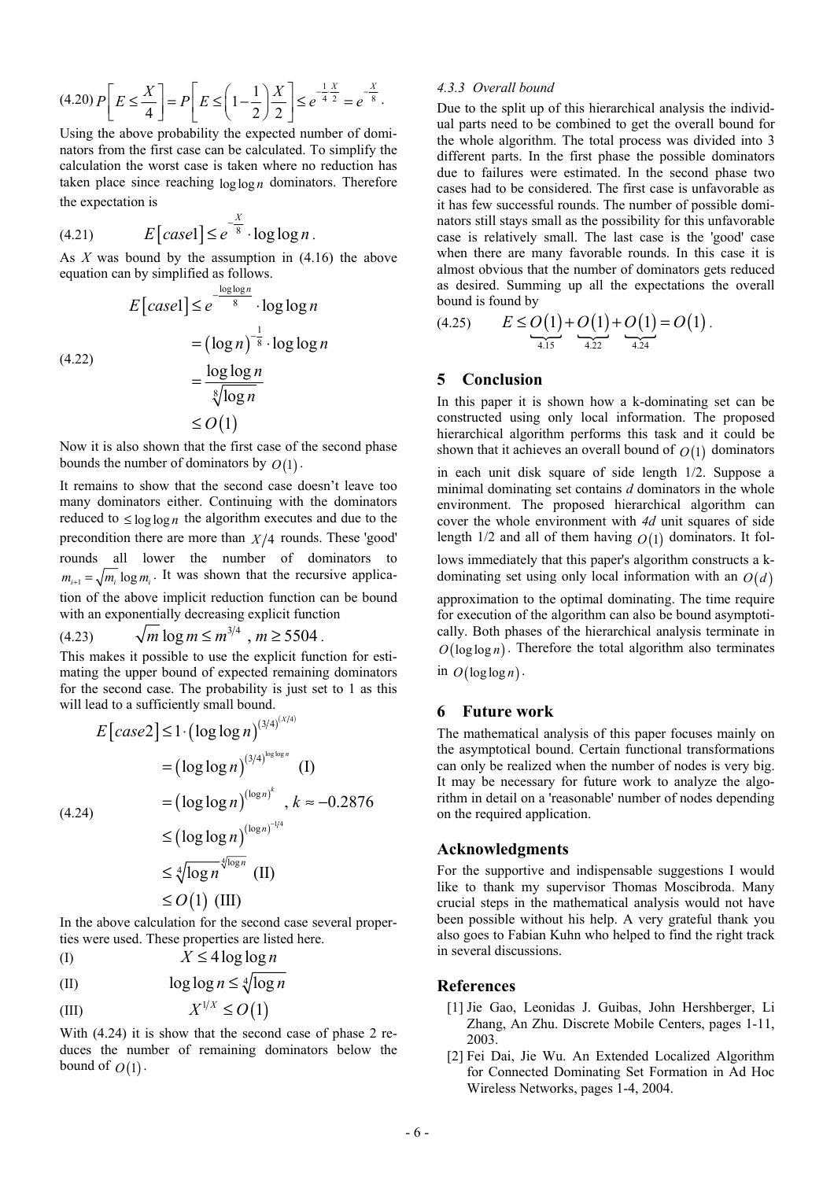$$(4.20)\ P\left[E \le \frac{X}{4}\right] = P\left[E \le \left(1-\frac{1}{2}\right)\frac{X}{2}\right] \le e^{-\frac{1}{4}\frac{X}{2}} = e^{-\frac{X}{8}}.$$

Using the above probability the expected number of dominators from the first case can be calculated. To simplify the calculation the worst case is taken where no reduction has taken place since reaching $\log\log n$ dominators. Therefore the expectation is

$$(4.21) \qquad E\left[case1\right] \le e^{-\frac{X}{8}} \cdot \log\log n.$$

As $X$ was bound by the assumption in (4.16) the above equation can by simplified as follows.

$$(4.22) \qquad \begin{aligned} E\left[case1\right] &\le e^{-\frac{\log\log n}{8}} \cdot \log\log n \\ &= \left(\log n\right)^{-\frac{1}{8}} \cdot \log\log n \\ &= \frac{\log\log n}{\sqrt[8]{\log n}} \\ &\le O(1) \end{aligned}$$

Now it is also shown that the first case of the second phase bounds the number of dominators by $O(1)$.

It remains to show that the second case doesn't leave too many dominators either. Continuing with the dominators reduced to $\le \log\log n$ the algorithm executes and due to the precondition there are more than $X/4$ rounds. These 'good' rounds all lower the number of dominators to $m_{i+1} = \sqrt{m_i}\log m_i$. It was shown that the recursive application of the above implicit reduction function can be bound with an exponentially decreasing explicit function

$$(4.23) \qquad \sqrt{m}\log m \le m^{3/4}\ ,\ m \ge 5504.$$

This makes it possible to use the explicit function for estimating the upper bound of expected remaining dominators for the second case. The probability is just set to 1 as this will lead to a sufficiently small bound.

$$(4.24) \qquad \begin{aligned} E\left[case2\right] &\le 1 \cdot \left(\log\log n\right)^{(3/4)^{(X/4)}} \\ &= \left(\log\log n\right)^{(3/4)^{\log\log n}} \quad \text{(I)} \\ &= \left(\log\log n\right)^{(\log n)^k}\ ,\ k \approx -0.2876 \\ &\le \left(\log\log n\right)^{(\log n)^{-1/4}} \\ &\le \sqrt[4]{\log n}^{\sqrt[4]{\log n}} \quad \text{(II)} \\ &\le O(1) \quad \text{(III)} \end{aligned}$$

In the above calculation for the second case several properties were used. These properties are listed here.

$$\text{(I)} \qquad X \le 4\log\log n$$

$$\text{(II)} \qquad \log\log n \le \sqrt[4]{\log n}$$

$$\text{(III)} \qquad X^{1/X} \le O(1)$$

With (4.24) it is show that the second case of phase 2 reduces the number of remaining dominators below the bound of $O(1)$.

### 4.3.3 Overall bound

Due to the split up of this hierarchical analysis the individual parts need to be combined to get the overall bound for the whole algorithm. The total process was divided into 3 different parts. In the first phase the possible dominators due to failures were estimated. In the second phase two cases had to be considered. The first case is unfavorable as it has few successful rounds. The number of possible dominators still stays small as the possibility for this unfavorable case is relatively small. The last case is the 'good' case when there are many favorable rounds. In this case it is almost obvious that the number of dominators gets reduced as desired. Summing up all the expectations the overall bound is found by

$$(4.25) \qquad E \le \underbrace{O(1)}_{4.15} + \underbrace{O(1)}_{4.22} + \underbrace{O(1)}_{4.24} = O(1).$$

## 5 Conclusion

In this paper it is shown how a k-dominating set can be constructed using only local information. The proposed hierarchical algorithm performs this task and it could be shown that it achieves an overall bound of $O(1)$ dominators in each unit disk square of side length 1/2. Suppose a minimal dominating set contains $d$ dominators in the whole environment. The proposed hierarchical algorithm can cover the whole environment with $4d$ unit squares of side length 1/2 and all of them having $O(1)$ dominators. It follows immediately that this paper's algorithm constructs a k-dominating set using only local information with an $O(d)$ approximation to the optimal dominating. The time require for execution of the algorithm can also be bound asymptotically. Both phases of the hierarchical analysis terminate in $O(\log\log n)$. Therefore the total algorithm also terminates in $O(\log\log n)$.

## 6 Future work

The mathematical analysis of this paper focuses mainly on the asymptotical bound. Certain functional transformations can only be realized when the number of nodes is very big. It may be necessary for future work to analyze the algorithm in detail on a 'reasonable' number of nodes depending on the required application.

## Acknowledgments

For the supportive and indispensable suggestions I would like to thank my supervisor Thomas Moscibroda. Many crucial steps in the mathematical analysis would not have been possible without his help. A very grateful thank you also goes to Fabian Kuhn who helped to find the right track in several discussions.

## References

[1] Jie Gao, Leonidas J. Guibas, John Hershberger, Li Zhang, An Zhu. Discrete Mobile Centers, pages 1-11, 2003.

[2] Fei Dai, Jie Wu. An Extended Localized Algorithm for Connected Dominating Set Formation in Ad Hoc Wireless Networks, pages 1-4, 2004.